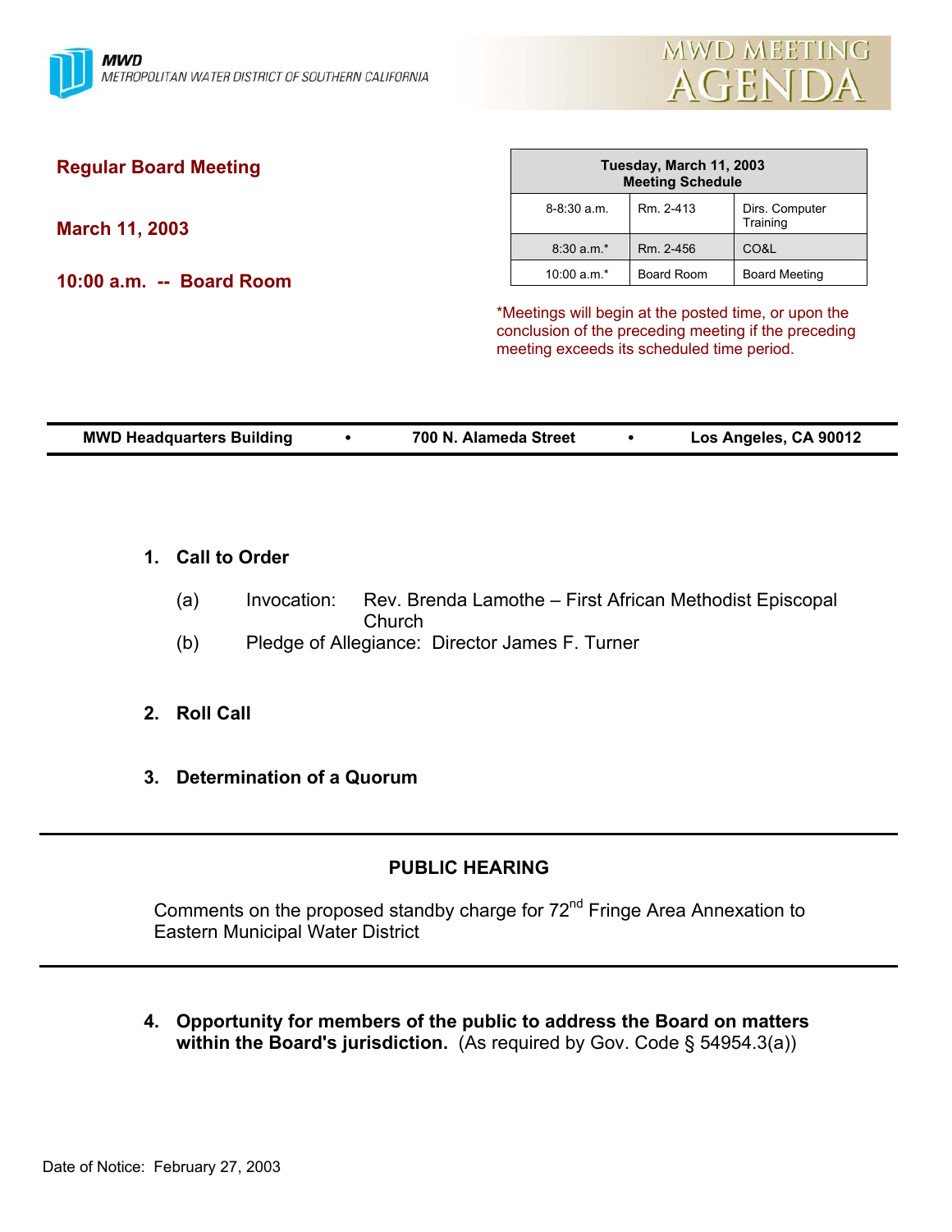MWD
METROPOLITAN WATER DISTRICT OF SOUTHERN CALIFORNIA

# MWD MEETING AGENDA

## Regular Board Meeting

**March 11, 2003**

**10:00 a.m. -- Board Room**

| Tuesday, March 11, 2003 Meeting Schedule | | |
|---|---|---|
| 8-8:30 a.m. | Rm. 2-413 | Dirs. Computer Training |
| 8:30 a.m.* | Rm. 2-456 | CO&L |
| 10:00 a.m.* | Board Room | Board Meeting |

*Meetings will begin at the posted time, or upon the conclusion of the preceding meeting if the preceding meeting exceeds its scheduled time period.

**MWD Headquarters Building • 700 N. Alameda Street • Los Angeles, CA 90012**

**1. Call to Order**

(a) Invocation: Rev. Brenda Lamothe – First African Methodist Episcopal Church

(b) Pledge of Allegiance: Director James F. Turner

**2. Roll Call**

**3. Determination of a Quorum**

---

**PUBLIC HEARING**

Comments on the proposed standby charge for 72nd Fringe Area Annexation to Eastern Municipal Water District

---

**4. Opportunity for members of the public to address the Board on matters within the Board's jurisdiction.** (As required by Gov. Code § 54954.3(a))

Date of Notice: February 27, 2003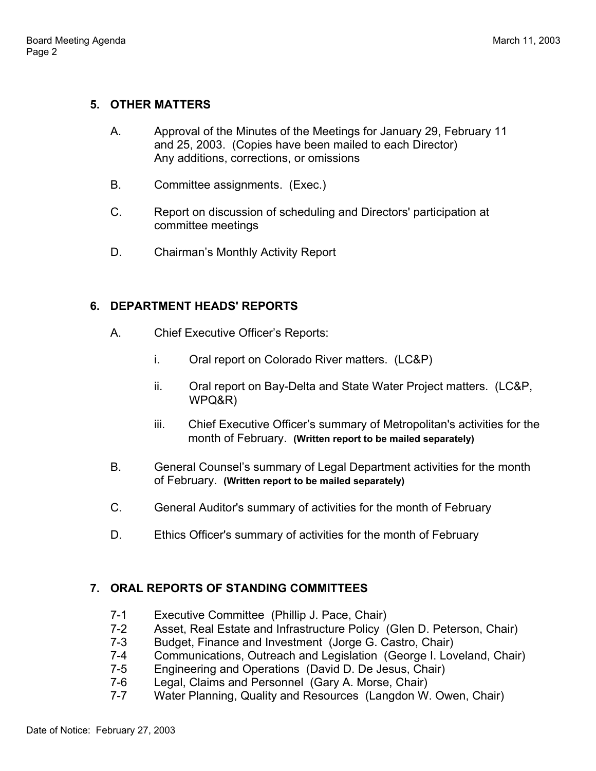## 5. OTHER MATTERS

A. Approval of the Minutes of the Meetings for January 29, February 11 and 25, 2003. (Copies have been mailed to each Director) Any additions, corrections, or omissions

B. Committee assignments. (Exec.)

C. Report on discussion of scheduling and Directors' participation at committee meetings

D. Chairman's Monthly Activity Report

## 6. DEPARTMENT HEADS' REPORTS

A. Chief Executive Officer's Reports:

   i. Oral report on Colorado River matters. (LC&P)

   ii. Oral report on Bay-Delta and State Water Project matters. (LC&P, WPQ&R)

   iii. Chief Executive Officer's summary of Metropolitan's activities for the month of February. **(Written report to be mailed separately)**

B. General Counsel's summary of Legal Department activities for the month of February. **(Written report to be mailed separately)**

C. General Auditor's summary of activities for the month of February

D. Ethics Officer's summary of activities for the month of February

## 7. ORAL REPORTS OF STANDING COMMITTEES

7-1 Executive Committee (Phillip J. Pace, Chair)
7-2 Asset, Real Estate and Infrastructure Policy (Glen D. Peterson, Chair)
7-3 Budget, Finance and Investment (Jorge G. Castro, Chair)
7-4 Communications, Outreach and Legislation (George I. Loveland, Chair)
7-5 Engineering and Operations (David D. De Jesus, Chair)
7-6 Legal, Claims and Personnel (Gary A. Morse, Chair)
7-7 Water Planning, Quality and Resources (Langdon W. Owen, Chair)

Date of Notice: February 27, 2003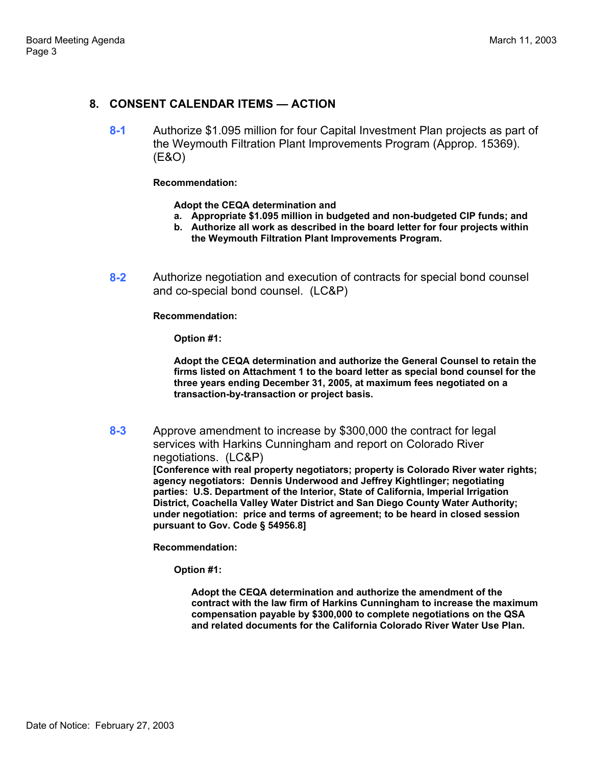## 8. CONSENT CALENDAR ITEMS — ACTION

**8-1** Authorize $1.095 million for four Capital Investment Plan projects as part of the Weymouth Filtration Plant Improvements Program (Approp. 15369). (E&O)

**Recommendation:**

**Adopt the CEQA determination and**

**a. Appropriate $1.095 million in budgeted and non-budgeted CIP funds; and**
**b. Authorize all work as described in the board letter for four projects within the Weymouth Filtration Plant Improvements Program.**

**8-2** Authorize negotiation and execution of contracts for special bond counsel and co-special bond counsel. (LC&P)

**Recommendation:**

**Option #1:**

**Adopt the CEQA determination and authorize the General Counsel to retain the firms listed on Attachment 1 to the board letter as special bond counsel for the three years ending December 31, 2005, at maximum fees negotiated on a transaction-by-transaction or project basis.**

**8-3** Approve amendment to increase by $300,000 the contract for legal services with Harkins Cunningham and report on Colorado River negotiations. (LC&P)
**[Conference with real property negotiators; property is Colorado River water rights; agency negotiators: Dennis Underwood and Jeffrey Kightlinger; negotiating parties: U.S. Department of the Interior, State of California, Imperial Irrigation District, Coachella Valley Water District and San Diego County Water Authority; under negotiation: price and terms of agreement; to be heard in closed session pursuant to Gov. Code § 54956.8]**

**Recommendation:**

**Option #1:**

**Adopt the CEQA determination and authorize the amendment of the contract with the law firm of Harkins Cunningham to increase the maximum compensation payable by $300,000 to complete negotiations on the QSA and related documents for the California Colorado River Water Use Plan.**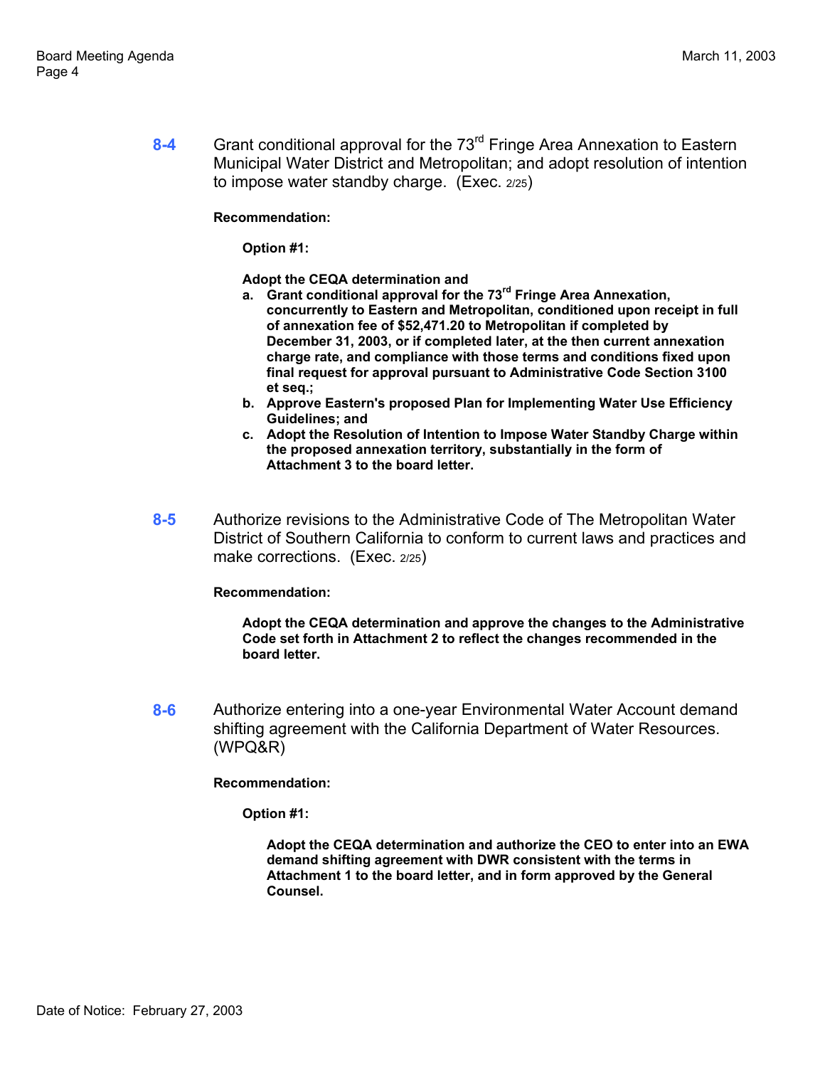**8-4** Grant conditional approval for the 73rd Fringe Area Annexation to Eastern Municipal Water District and Metropolitan; and adopt resolution of intention to impose water standby charge. (Exec. 2/25)

**Recommendation:**

**Option #1:**

**Adopt the CEQA determination and**

**a. Grant conditional approval for the 73rd Fringe Area Annexation, concurrently to Eastern and Metropolitan, conditioned upon receipt in full of annexation fee of $52,471.20 to Metropolitan if completed by December 31, 2003, or if completed later, at the then current annexation charge rate, and compliance with those terms and conditions fixed upon final request for approval pursuant to Administrative Code Section 3100 et seq.;**

**b. Approve Eastern's proposed Plan for Implementing Water Use Efficiency Guidelines; and**

**c. Adopt the Resolution of Intention to Impose Water Standby Charge within the proposed annexation territory, substantially in the form of Attachment 3 to the board letter.**

**8-5** Authorize revisions to the Administrative Code of The Metropolitan Water District of Southern California to conform to current laws and practices and make corrections. (Exec. 2/25)

**Recommendation:**

**Adopt the CEQA determination and approve the changes to the Administrative Code set forth in Attachment 2 to reflect the changes recommended in the board letter.**

**8-6** Authorize entering into a one-year Environmental Water Account demand shifting agreement with the California Department of Water Resources. (WPQ&R)

**Recommendation:**

**Option #1:**

**Adopt the CEQA determination and authorize the CEO to enter into an EWA demand shifting agreement with DWR consistent with the terms in Attachment 1 to the board letter, and in form approved by the General Counsel.**

Date of Notice: February 27, 2003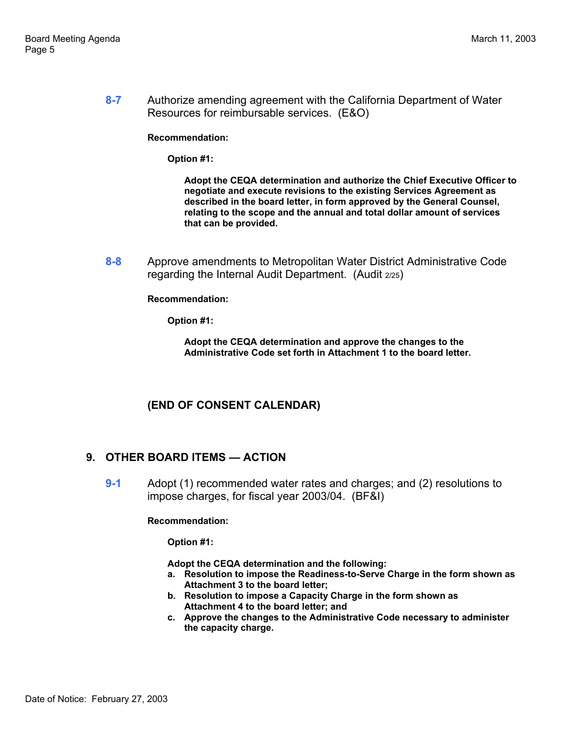**8-7** Authorize amending agreement with the California Department of Water Resources for reimbursable services. (E&O)

**Recommendation:**

**Option #1:**

**Adopt the CEQA determination and authorize the Chief Executive Officer to negotiate and execute revisions to the existing Services Agreement as described in the board letter, in form approved by the General Counsel, relating to the scope and the annual and total dollar amount of services that can be provided.**

**8-8** Approve amendments to Metropolitan Water District Administrative Code regarding the Internal Audit Department. (Audit 2/25)

**Recommendation:**

**Option #1:**

**Adopt the CEQA determination and approve the changes to the Administrative Code set forth in Attachment 1 to the board letter.**

**(END OF CONSENT CALENDAR)**

## 9. OTHER BOARD ITEMS — ACTION

**9-1** Adopt (1) recommended water rates and charges; and (2) resolutions to impose charges, for fiscal year 2003/04. (BF&I)

**Recommendation:**

**Option #1:**

**Adopt the CEQA determination and the following:**

**a. Resolution to impose the Readiness-to-Serve Charge in the form shown as Attachment 3 to the board letter;**

**b. Resolution to impose a Capacity Charge in the form shown as Attachment 4 to the board letter; and**

**c. Approve the changes to the Administrative Code necessary to administer the capacity charge.**

Date of Notice: February 27, 2003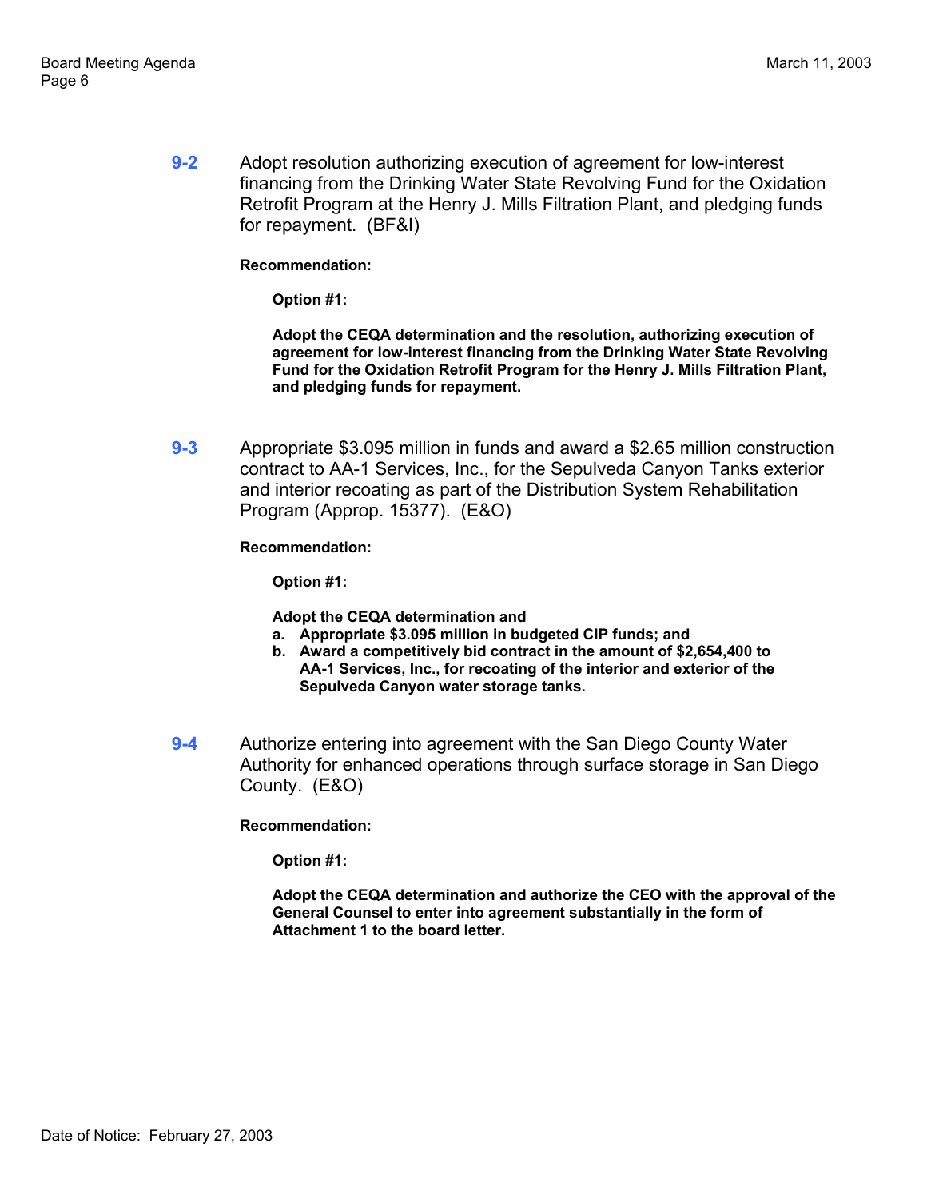**9-2** Adopt resolution authorizing execution of agreement for low-interest financing from the Drinking Water State Revolving Fund for the Oxidation Retrofit Program at the Henry J. Mills Filtration Plant, and pledging funds for repayment. (BF&I)

**Recommendation:**

**Option #1:**

**Adopt the CEQA determination and the resolution, authorizing execution of agreement for low-interest financing from the Drinking Water State Revolving Fund for the Oxidation Retrofit Program for the Henry J. Mills Filtration Plant, and pledging funds for repayment.**

**9-3** Appropriate $3.095 million in funds and award a $2.65 million construction contract to AA-1 Services, Inc., for the Sepulveda Canyon Tanks exterior and interior recoating as part of the Distribution System Rehabilitation Program (Approp. 15377). (E&O)

**Recommendation:**

**Option #1:**

**Adopt the CEQA determination and**

**a. Appropriate $3.095 million in budgeted CIP funds; and**

**b. Award a competitively bid contract in the amount of $2,654,400 to AA-1 Services, Inc., for recoating of the interior and exterior of the Sepulveda Canyon water storage tanks.**

**9-4** Authorize entering into agreement with the San Diego County Water Authority for enhanced operations through surface storage in San Diego County. (E&O)

**Recommendation:**

**Option #1:**

**Adopt the CEQA determination and authorize the CEO with the approval of the General Counsel to enter into agreement substantially in the form of Attachment 1 to the board letter.**

Date of Notice: February 27, 2003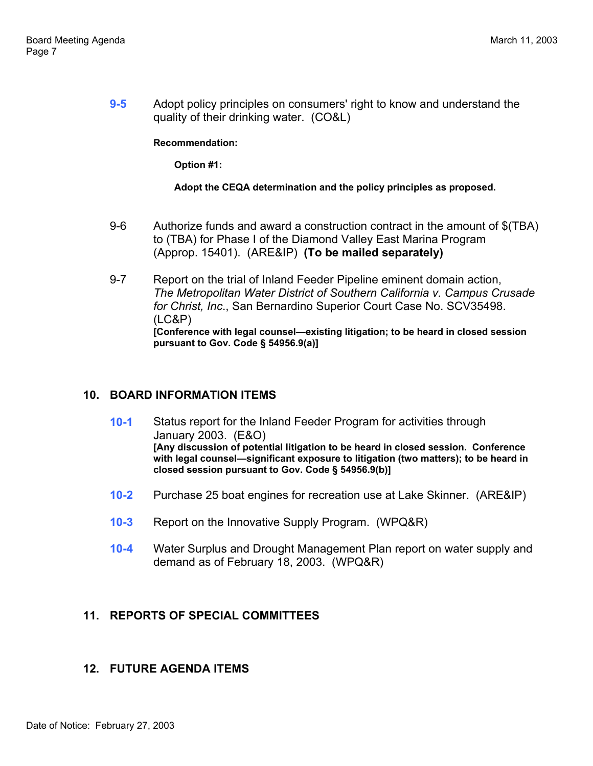**9-5** Adopt policy principles on consumers' right to know and understand the quality of their drinking water. (CO&L)

**Recommendation:**

**Option #1:**

**Adopt the CEQA determination and the policy principles as proposed.**

9-6 Authorize funds and award a construction contract in the amount of $(TBA) to (TBA) for Phase I of the Diamond Valley East Marina Program (Approp. 15401). (ARE&IP) **(To be mailed separately)**

9-7 Report on the trial of Inland Feeder Pipeline eminent domain action, *The Metropolitan Water District of Southern California v. Campus Crusade for Christ, Inc.*, San Bernardino Superior Court Case No. SCV35498. (LC&P)
**[Conference with legal counsel—existing litigation; to be heard in closed session pursuant to Gov. Code § 54956.9(a)]**

## 10. BOARD INFORMATION ITEMS

**10-1** Status report for the Inland Feeder Program for activities through January 2003. (E&O)
**[Any discussion of potential litigation to be heard in closed session. Conference with legal counsel—significant exposure to litigation (two matters); to be heard in closed session pursuant to Gov. Code § 54956.9(b)]**

**10-2** Purchase 25 boat engines for recreation use at Lake Skinner. (ARE&IP)

**10-3** Report on the Innovative Supply Program. (WPQ&R)

**10-4** Water Surplus and Drought Management Plan report on water supply and demand as of February 18, 2003. (WPQ&R)

## 11. REPORTS OF SPECIAL COMMITTEES

## 12. FUTURE AGENDA ITEMS

Date of Notice: February 27, 2003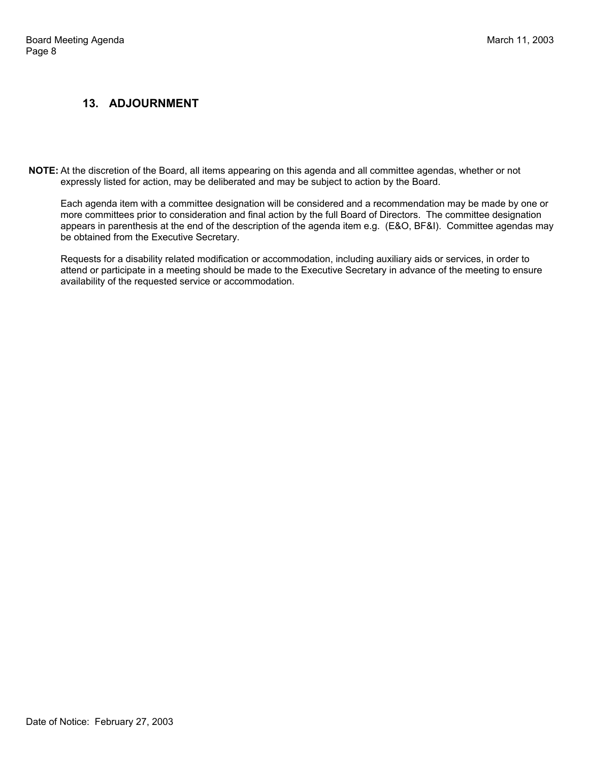## 13. ADJOURNMENT

**NOTE:** At the discretion of the Board, all items appearing on this agenda and all committee agendas, whether or not expressly listed for action, may be deliberated and may be subject to action by the Board.

Each agenda item with a committee designation will be considered and a recommendation may be made by one or more committees prior to consideration and final action by the full Board of Directors. The committee designation appears in parenthesis at the end of the description of the agenda item e.g. (E&O, BF&I). Committee agendas may be obtained from the Executive Secretary.

Requests for a disability related modification or accommodation, including auxiliary aids or services, in order to attend or participate in a meeting should be made to the Executive Secretary in advance of the meeting to ensure availability of the requested service or accommodation.

Date of Notice: February 27, 2003